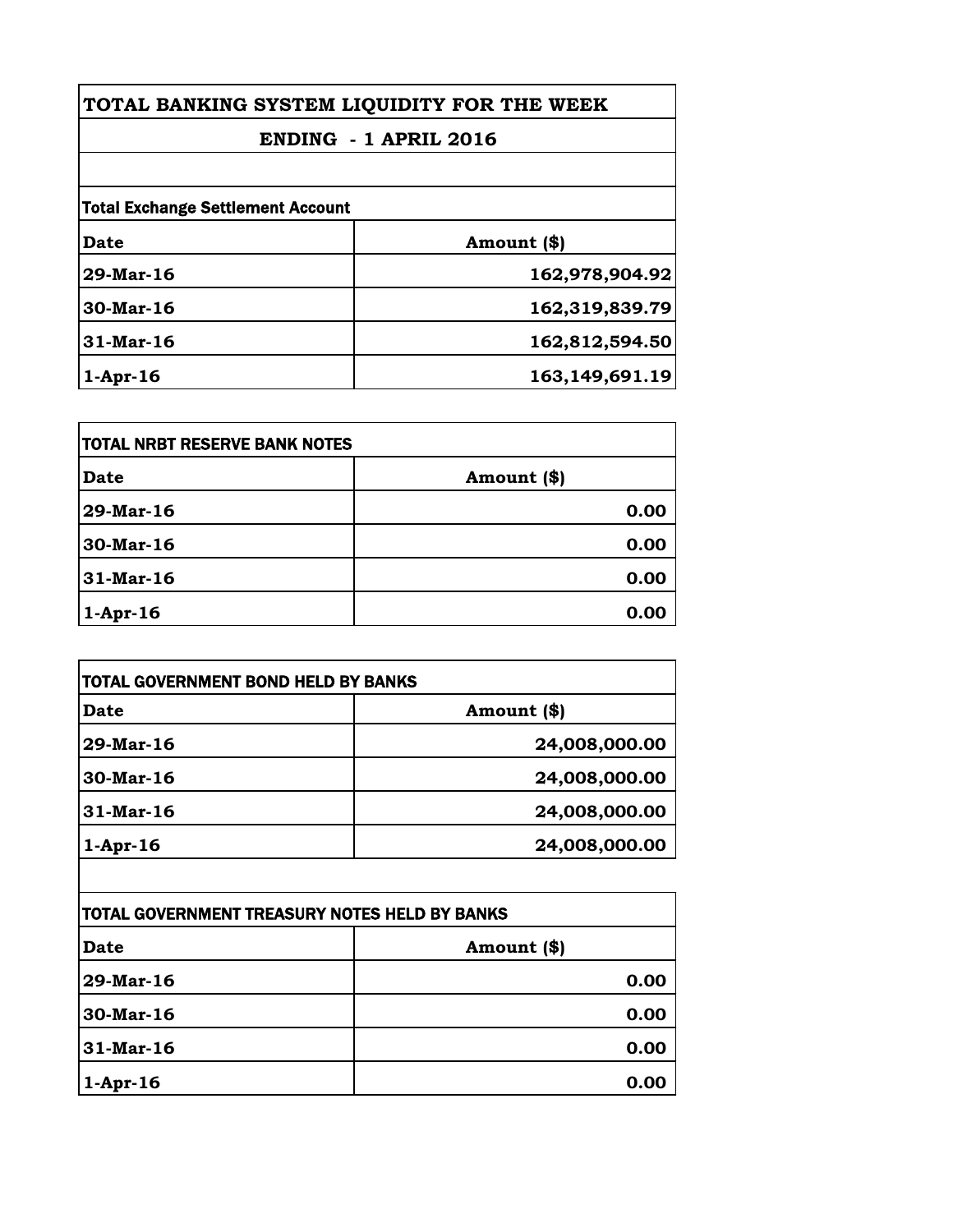# TOTAL BANKING SYSTEM LIQUIDITY FOR THE WEEK

## ENDING - 1 APRIL 2016

### Total Exchange Settlement Account

| Date | Amount ($) |
|---|---:|
| 29-Mar-16 | 162,978,904.92 |
| 30-Mar-16 | 162,319,839.79 |
| 31-Mar-16 | 162,812,594.50 |
| 1-Apr-16 | 163,149,691.19 |

### TOTAL NRBT RESERVE BANK NOTES

| Date | Amount ($) |
|---|---:|
| 29-Mar-16 | 0.00 |
| 30-Mar-16 | 0.00 |
| 31-Mar-16 | 0.00 |
| 1-Apr-16 | 0.00 |

### TOTAL GOVERNMENT BOND HELD BY BANKS

| Date | Amount ($) |
|---|---:|
| 29-Mar-16 | 24,008,000.00 |
| 30-Mar-16 | 24,008,000.00 |
| 31-Mar-16 | 24,008,000.00 |
| 1-Apr-16 | 24,008,000.00 |

### TOTAL GOVERNMENT TREASURY NOTES HELD BY BANKS

| Date | Amount ($) |
|---|---:|
| 29-Mar-16 | 0.00 |
| 30-Mar-16 | 0.00 |
| 31-Mar-16 | 0.00 |
| 1-Apr-16 | 0.00 |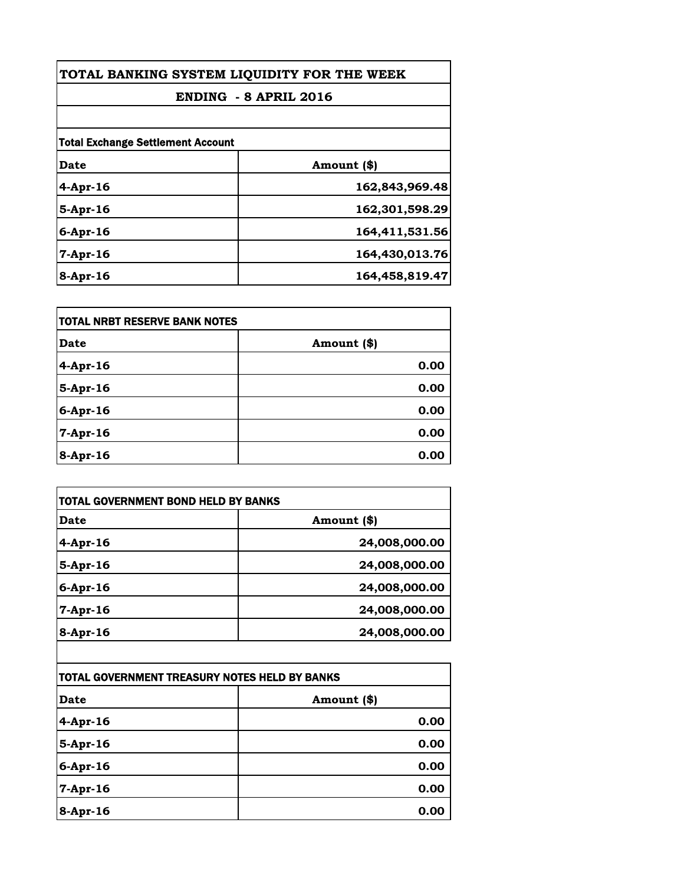# TOTAL BANKING SYSTEM LIQUIDITY FOR THE WEEK

## ENDING - 8 APRIL 2016

| Total Exchange Settlement Account | |
|---|---|
| **Date** | **Amount ($)** |
| 4-Apr-16 | 162,843,969.48 |
| 5-Apr-16 | 162,301,598.29 |
| 6-Apr-16 | 164,411,531.56 |
| 7-Apr-16 | 164,430,013.76 |
| 8-Apr-16 | 164,458,819.47 |

| TOTAL NRBT RESERVE BANK NOTES | |
|---|---|
| **Date** | **Amount ($)** |
| 4-Apr-16 | 0.00 |
| 5-Apr-16 | 0.00 |
| 6-Apr-16 | 0.00 |
| 7-Apr-16 | 0.00 |
| 8-Apr-16 | 0.00 |

| TOTAL GOVERNMENT BOND HELD BY BANKS | |
|---|---|
| **Date** | **Amount ($)** |
| 4-Apr-16 | 24,008,000.00 |
| 5-Apr-16 | 24,008,000.00 |
| 6-Apr-16 | 24,008,000.00 |
| 7-Apr-16 | 24,008,000.00 |
| 8-Apr-16 | 24,008,000.00 |

| TOTAL GOVERNMENT TREASURY NOTES HELD BY BANKS | |
|---|---|
| **Date** | **Amount ($)** |
| 4-Apr-16 | 0.00 |
| 5-Apr-16 | 0.00 |
| 6-Apr-16 | 0.00 |
| 7-Apr-16 | 0.00 |
| 8-Apr-16 | 0.00 |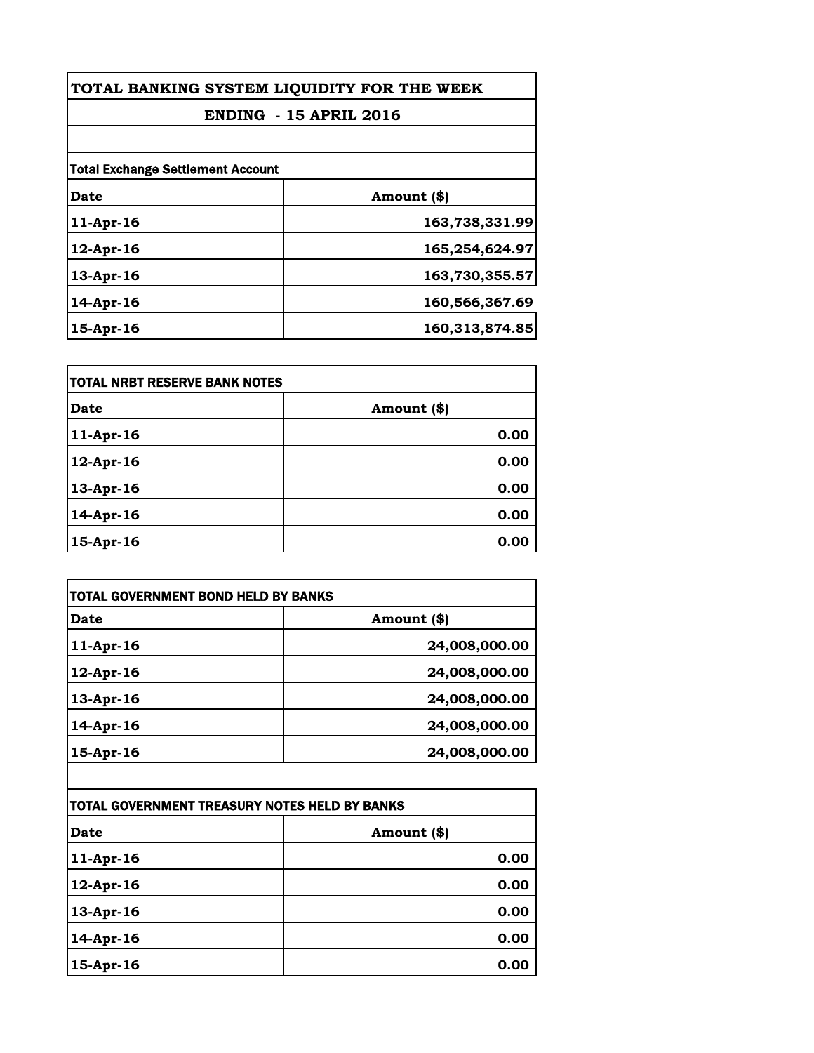# TOTAL BANKING SYSTEM LIQUIDITY FOR THE WEEK

## ENDING - 15 APRIL 2016

**Total Exchange Settlement Account**

| Date | Amount ($) |
|---|---|
| 11-Apr-16 | 163,738,331.99 |
| 12-Apr-16 | 165,254,624.97 |
| 13-Apr-16 | 163,730,355.57 |
| 14-Apr-16 | 160,566,367.69 |
| 15-Apr-16 | 160,313,874.85 |

**TOTAL NRBT RESERVE BANK NOTES**

| Date | Amount ($) |
|---|---|
| 11-Apr-16 | 0.00 |
| 12-Apr-16 | 0.00 |
| 13-Apr-16 | 0.00 |
| 14-Apr-16 | 0.00 |
| 15-Apr-16 | 0.00 |

**TOTAL GOVERNMENT BOND HELD BY BANKS**

| Date | Amount ($) |
|---|---|
| 11-Apr-16 | 24,008,000.00 |
| 12-Apr-16 | 24,008,000.00 |
| 13-Apr-16 | 24,008,000.00 |
| 14-Apr-16 | 24,008,000.00 |
| 15-Apr-16 | 24,008,000.00 |

**TOTAL GOVERNMENT TREASURY NOTES HELD BY BANKS**

| Date | Amount ($) |
|---|---|
| 11-Apr-16 | 0.00 |
| 12-Apr-16 | 0.00 |
| 13-Apr-16 | 0.00 |
| 14-Apr-16 | 0.00 |
| 15-Apr-16 | 0.00 |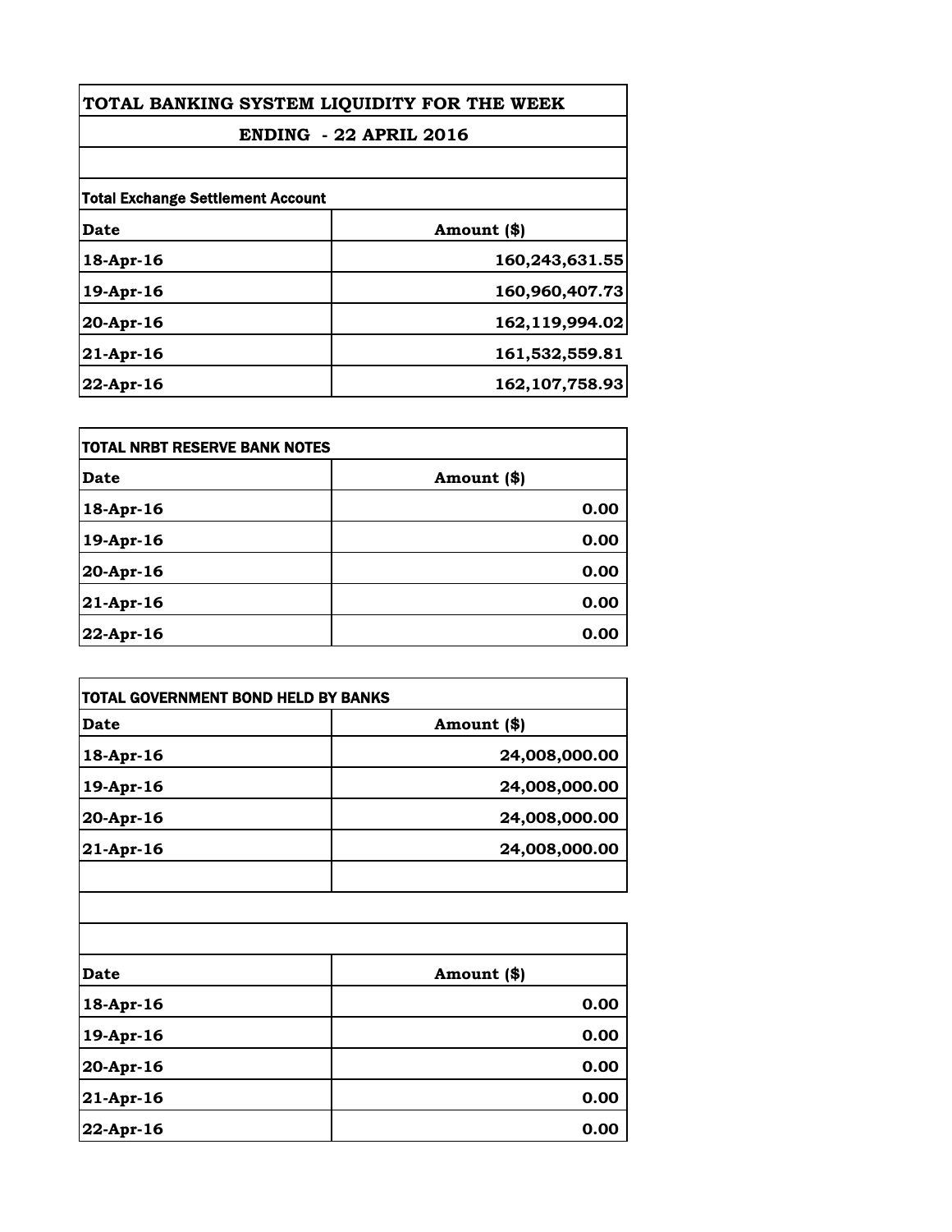# TOTAL BANKING SYSTEM LIQUIDITY FOR THE WEEK

## ENDING - 22 APRIL 2016

**Total Exchange Settlement Account**

| Date | Amount ($) |
|---|---:|
| 18-Apr-16 | 160,243,631.55 |
| 19-Apr-16 | 160,960,407.73 |
| 20-Apr-16 | 162,119,994.02 |
| 21-Apr-16 | 161,532,559.81 |
| 22-Apr-16 | 162,107,758.93 |

**TOTAL NRBT RESERVE BANK NOTES**

| Date | Amount ($) |
|---|---:|
| 18-Apr-16 | 0.00 |
| 19-Apr-16 | 0.00 |
| 20-Apr-16 | 0.00 |
| 21-Apr-16 | 0.00 |
| 22-Apr-16 | 0.00 |

**TOTAL GOVERNMENT BOND HELD BY BANKS**

| Date | Amount ($) |
|---|---:|
| 18-Apr-16 | 24,008,000.00 |
| 19-Apr-16 | 24,008,000.00 |
| 20-Apr-16 | 24,008,000.00 |
| 21-Apr-16 | 24,008,000.00 |
| | |

| Date | Amount ($) |
|---|---:|
| 18-Apr-16 | 0.00 |
| 19-Apr-16 | 0.00 |
| 20-Apr-16 | 0.00 |
| 21-Apr-16 | 0.00 |
| 22-Apr-16 | 0.00 |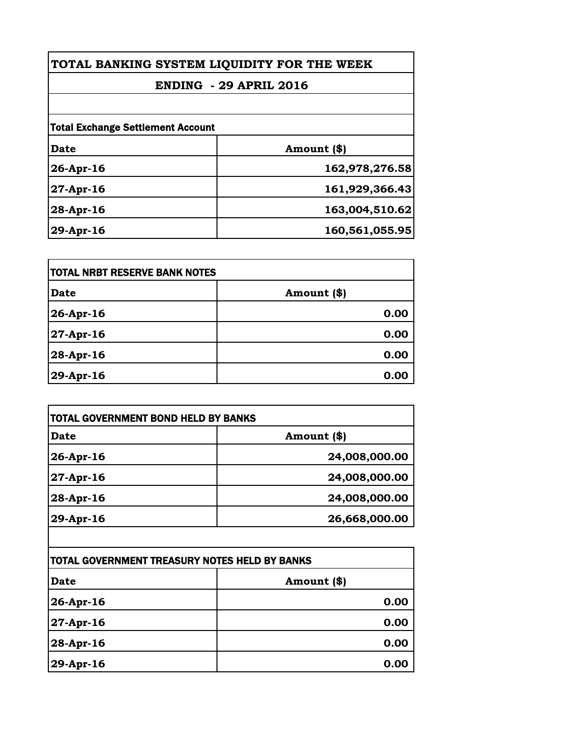# TOTAL BANKING SYSTEM LIQUIDITY FOR THE WEEK

## ENDING - 29 APRIL 2016

**Total Exchange Settlement Account**

| Date | Amount ($) |
|---|---|
| 26-Apr-16 | 162,978,276.58 |
| 27-Apr-16 | 161,929,366.43 |
| 28-Apr-16 | 163,004,510.62 |
| 29-Apr-16 | 160,561,055.95 |

**TOTAL NRBT RESERVE BANK NOTES**

| Date | Amount ($) |
|---|---|
| 26-Apr-16 | 0.00 |
| 27-Apr-16 | 0.00 |
| 28-Apr-16 | 0.00 |
| 29-Apr-16 | 0.00 |

**TOTAL GOVERNMENT BOND HELD BY BANKS**

| Date | Amount ($) |
|---|---|
| 26-Apr-16 | 24,008,000.00 |
| 27-Apr-16 | 24,008,000.00 |
| 28-Apr-16 | 24,008,000.00 |
| 29-Apr-16 | 26,668,000.00 |

**TOTAL GOVERNMENT TREASURY NOTES HELD BY BANKS**

| Date | Amount ($) |
|---|---|
| 26-Apr-16 | 0.00 |
| 27-Apr-16 | 0.00 |
| 28-Apr-16 | 0.00 |
| 29-Apr-16 | 0.00 |